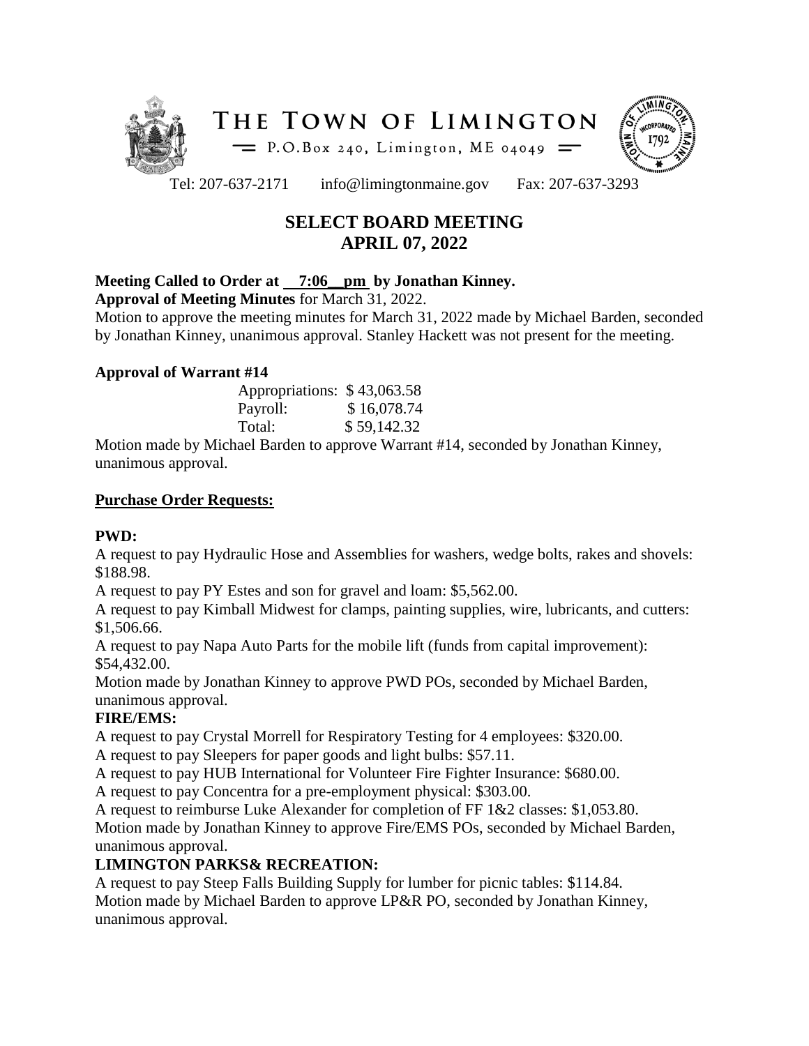# THE TOWN OF LIMINGTON

P.O.Box 240, Limington, ME 04049

Tel: 207-637-2171 info@limingtonmaine.gov Fax: 207-637-3293

## SELECT BOARD MEETING
## APRIL 07, 2022

**Meeting Called to Order at 7:06 pm by Jonathan Kinney.**

**Approval of Meeting Minutes** for March 31, 2022.

Motion to approve the meeting minutes for March 31, 2022 made by Michael Barden, seconded by Jonathan Kinney, unanimous approval. Stanley Hackett was not present for the meeting.

**Approval of Warrant #14**

| | |
|---|---|
| Appropriations: | $ 43,063.58 |
| Payroll: | $ 16,078.74 |
| Total: | $ 59,142.32 |

Motion made by Michael Barden to approve Warrant #14, seconded by Jonathan Kinney, unanimous approval.

**Purchase Order Requests:**

**PWD:**

A request to pay Hydraulic Hose and Assemblies for washers, wedge bolts, rakes and shovels: $188.98.

A request to pay PY Estes and son for gravel and loam: $5,562.00.

A request to pay Kimball Midwest for clamps, painting supplies, wire, lubricants, and cutters: $1,506.66.

A request to pay Napa Auto Parts for the mobile lift (funds from capital improvement): $54,432.00.

Motion made by Jonathan Kinney to approve PWD POs, seconded by Michael Barden, unanimous approval.

**FIRE/EMS:**

A request to pay Crystal Morrell for Respiratory Testing for 4 employees: $320.00.

A request to pay Sleepers for paper goods and light bulbs: $57.11.

A request to pay HUB International for Volunteer Fire Fighter Insurance: $680.00.

A request to pay Concentra for a pre-employment physical: $303.00.

A request to reimburse Luke Alexander for completion of FF 1&2 classes: $1,053.80.

Motion made by Jonathan Kinney to approve Fire/EMS POs, seconded by Michael Barden, unanimous approval.

**LIMINGTON PARKS& RECREATION:**

A request to pay Steep Falls Building Supply for lumber for picnic tables: $114.84.

Motion made by Michael Barden to approve LP&R PO, seconded by Jonathan Kinney, unanimous approval.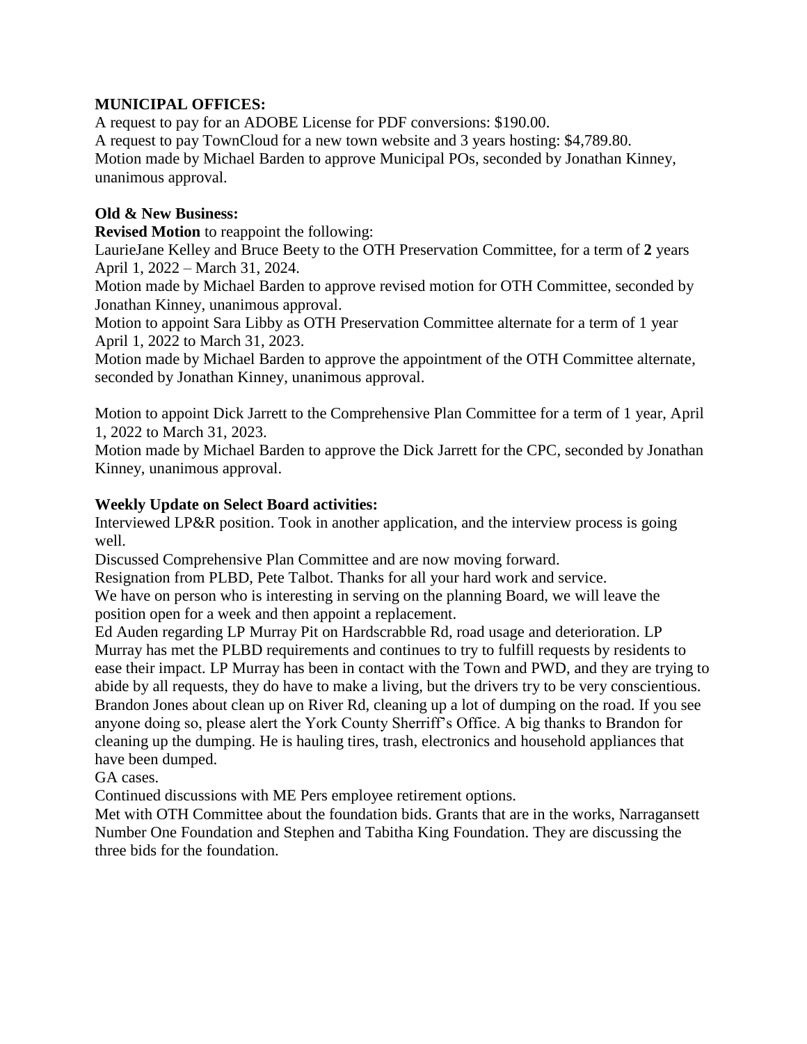**MUNICIPAL OFFICES:**

A request to pay for an ADOBE License for PDF conversions: $190.00.
A request to pay TownCloud for a new town website and 3 years hosting: $4,789.80.
Motion made by Michael Barden to approve Municipal POs, seconded by Jonathan Kinney, unanimous approval.

**Old & New Business:**

**Revised Motion** to reappoint the following:
LaurieJane Kelley and Bruce Beety to the OTH Preservation Committee, for a term of **2** years April 1, 2022 – March 31, 2024.
Motion made by Michael Barden to approve revised motion for OTH Committee, seconded by Jonathan Kinney, unanimous approval.
Motion to appoint Sara Libby as OTH Preservation Committee alternate for a term of 1 year April 1, 2022 to March 31, 2023.
Motion made by Michael Barden to approve the appointment of the OTH Committee alternate, seconded by Jonathan Kinney, unanimous approval.

Motion to appoint Dick Jarrett to the Comprehensive Plan Committee for a term of 1 year, April 1, 2022 to March 31, 2023.
Motion made by Michael Barden to approve the Dick Jarrett for the CPC, seconded by Jonathan Kinney, unanimous approval.

**Weekly Update on Select Board activities:**

Interviewed LP&R position. Took in another application, and the interview process is going well.
Discussed Comprehensive Plan Committee and are now moving forward.
Resignation from PLBD, Pete Talbot. Thanks for all your hard work and service.
We have on person who is interesting in serving on the planning Board, we will leave the position open for a week and then appoint a replacement.
Ed Auden regarding LP Murray Pit on Hardscrabble Rd, road usage and deterioration. LP Murray has met the PLBD requirements and continues to try to fulfill requests by residents to ease their impact. LP Murray has been in contact with the Town and PWD, and they are trying to abide by all requests, they do have to make a living, but the drivers try to be very conscientious.
Brandon Jones about clean up on River Rd, cleaning up a lot of dumping on the road. If you see anyone doing so, please alert the York County Sherriff's Office. A big thanks to Brandon for cleaning up the dumping. He is hauling tires, trash, electronics and household appliances that have been dumped.
GA cases.
Continued discussions with ME Pers employee retirement options.
Met with OTH Committee about the foundation bids. Grants that are in the works, Narragansett Number One Foundation and Stephen and Tabitha King Foundation. They are discussing the three bids for the foundation.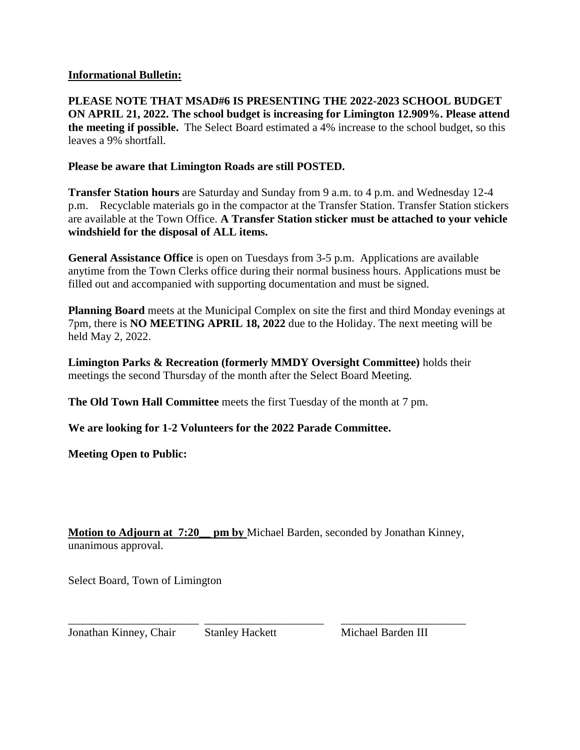**<u>Informational Bulletin:</u>**

**PLEASE NOTE THAT MSAD#6 IS PRESENTING THE 2022-2023 SCHOOL BUDGET ON APRIL 21, 2022. The school budget is increasing for Limington 12.909%. Please attend the meeting if possible.** The Select Board estimated a 4% increase to the school budget, so this leaves a 9% shortfall.

**Please be aware that Limington Roads are still POSTED.**

**Transfer Station hours** are Saturday and Sunday from 9 a.m. to 4 p.m. and Wednesday 12-4 p.m. Recyclable materials go in the compactor at the Transfer Station. Transfer Station stickers are available at the Town Office. **A Transfer Station sticker must be attached to your vehicle windshield for the disposal of ALL items.**

**General Assistance Office** is open on Tuesdays from 3-5 p.m. Applications are available anytime from the Town Clerks office during their normal business hours. Applications must be filled out and accompanied with supporting documentation and must be signed.

**Planning Board** meets at the Municipal Complex on site the first and third Monday evenings at 7pm, there is **NO MEETING APRIL 18, 2022** due to the Holiday. The next meeting will be held May 2, 2022.

**Limington Parks & Recreation (formerly MMDY Oversight Committee)** holds their meetings the second Thursday of the month after the Select Board Meeting.

**The Old Town Hall Committee** meets the first Tuesday of the month at 7 pm.

**We are looking for 1-2 Volunteers for the 2022 Parade Committee.**

**Meeting Open to Public:**

**<u>Motion to Adjourn at 7:20__ pm by</u>** Michael Barden, seconded by Jonathan Kinney, unanimous approval.

Select Board, Town of Limington

| | | |
|---|---|---|
| _______________________ | _______________________ | _______________________ |
| Jonathan Kinney, Chair | Stanley Hackett | Michael Barden III |